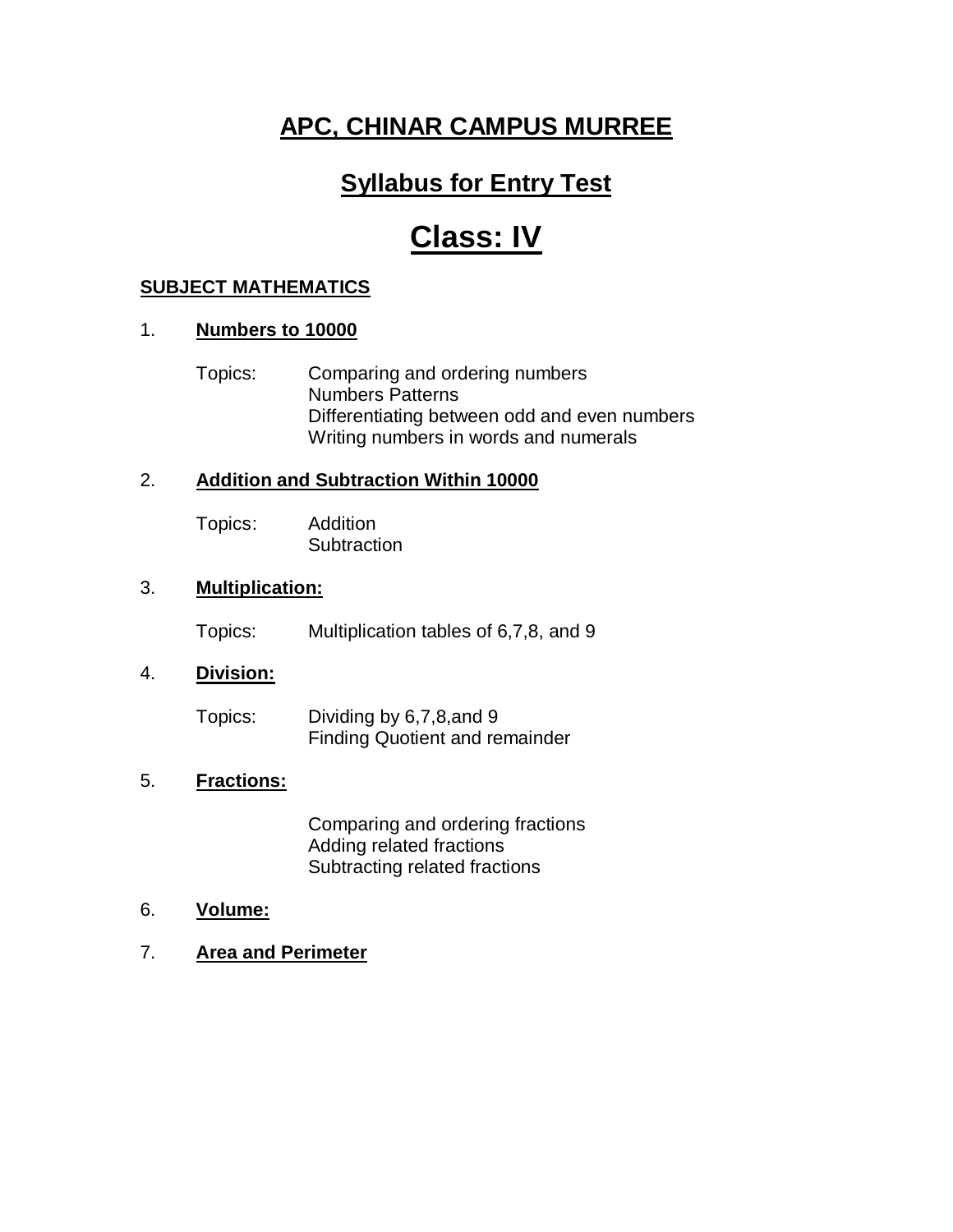# APC, CHINAR CAMPUS MURREE

## Syllabus for Entry Test

# Class: IV

### SUBJECT MATHEMATICS

1. **Numbers to 10000**

   Topics:
   - Comparing and ordering numbers
   - Numbers Patterns
   - Differentiating between odd and even numbers
   - Writing numbers in words and numerals

2. **Addition and Subtraction Within 10000**

   Topics:
   - Addition
   - Subtraction

3. **Multiplication:**

   Topics:
   - Multiplication tables of 6,7,8, and 9

4. **Division:**

   Topics:
   - Dividing by 6,7,8,and 9
   - Finding Quotient and remainder

5. **Fractions:**

   - Comparing and ordering fractions
   - Adding related fractions
   - Subtracting related fractions

6. **Volume:**

7. **Area and Perimeter**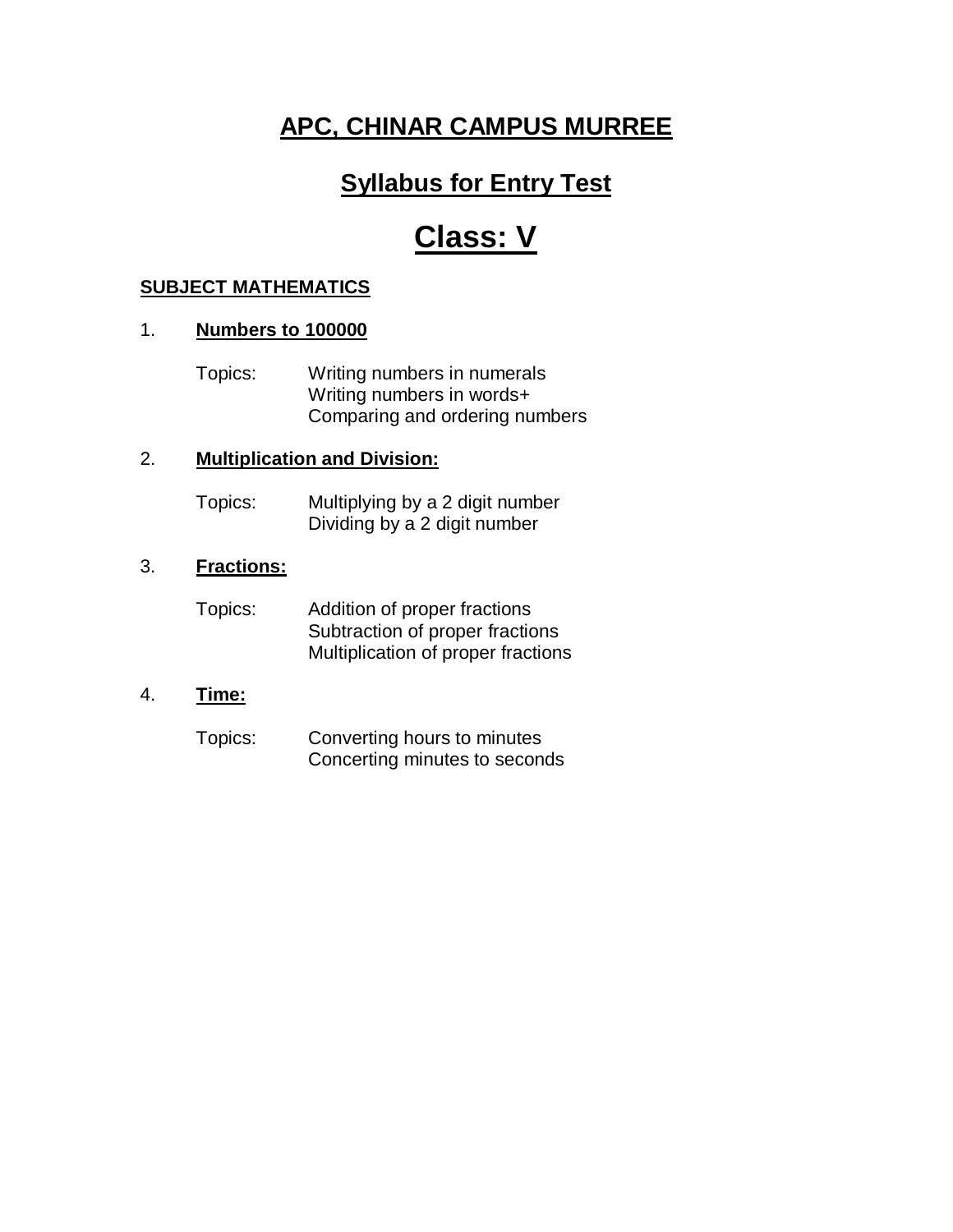# APC, CHINAR CAMPUS MURREE

## Syllabus for Entry Test

# Class: V

**SUBJECT MATHEMATICS**

1. **Numbers to 100000**

   Topics: Writing numbers in numerals
   Writing numbers in words+
   Comparing and ordering numbers

2. **Multiplication and Division:**

   Topics: Multiplying by a 2 digit number
   Dividing by a 2 digit number

3. **Fractions:**

   Topics: Addition of proper fractions
   Subtraction of proper fractions
   Multiplication of proper fractions

4. **Time:**

   Topics: Converting hours to minutes
   Concerting minutes to seconds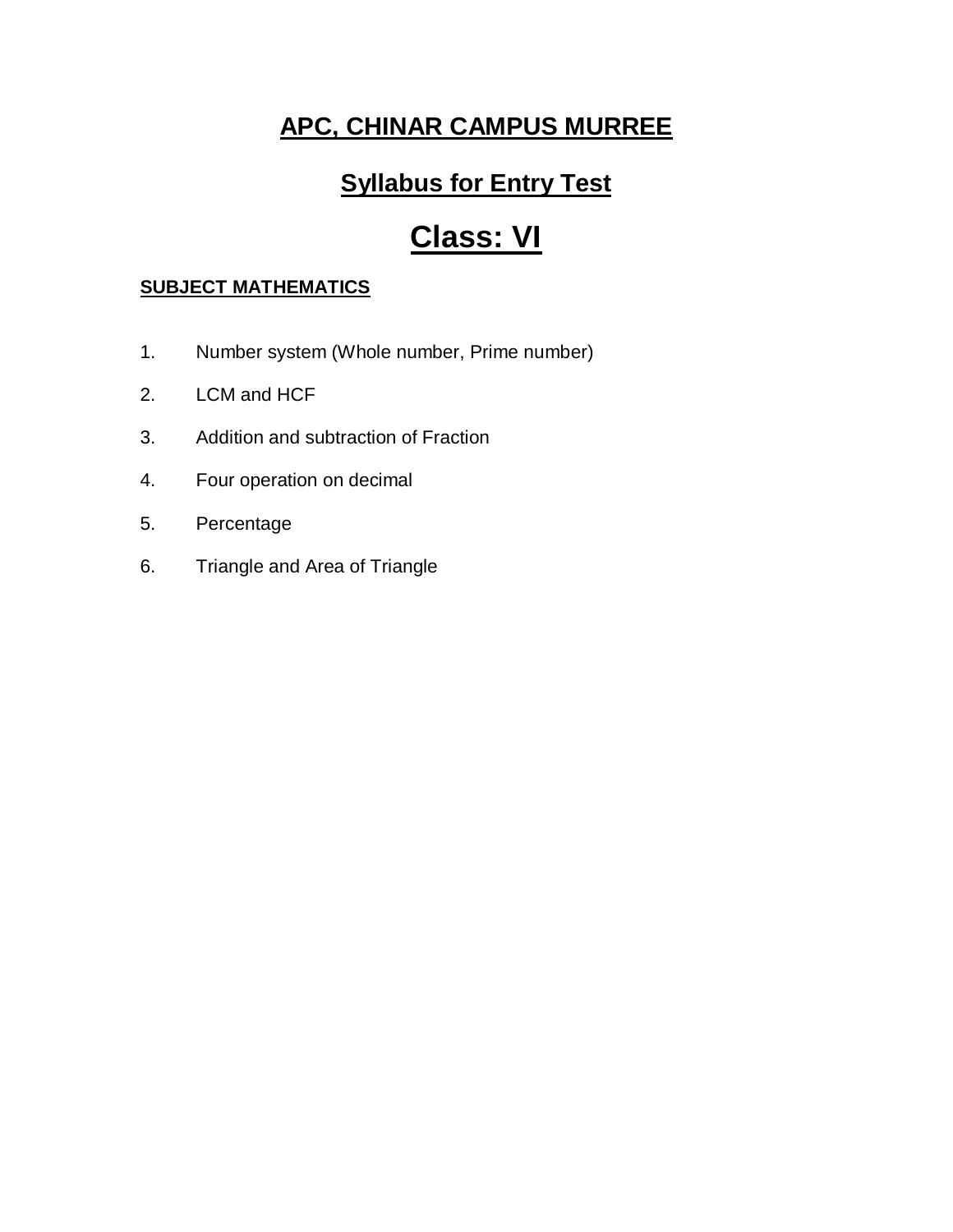# APC, CHINAR CAMPUS MURREE

## Syllabus for Entry Test

# Class: VI

**SUBJECT MATHEMATICS**

1. Number system (Whole number, Prime number)
2. LCM and HCF
3. Addition and subtraction of Fraction
4. Four operation on decimal
5. Percentage
6. Triangle and Area of Triangle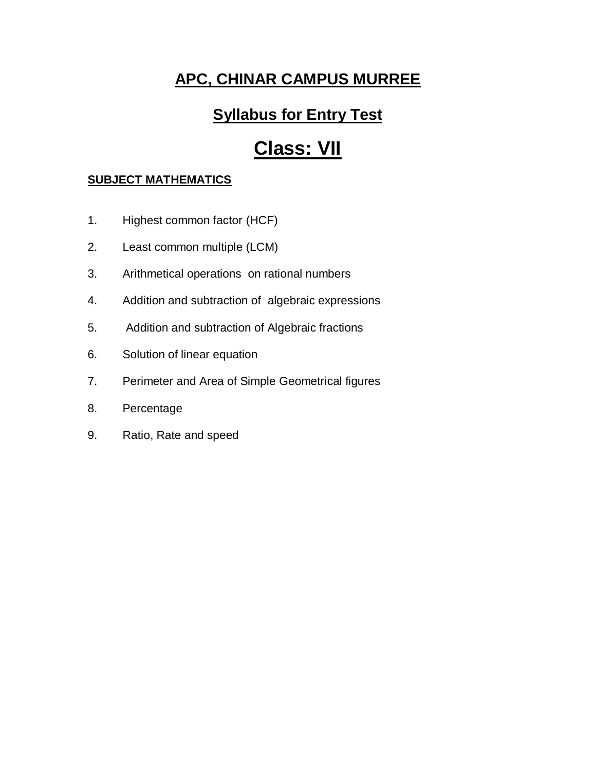# APC, CHINAR CAMPUS MURREE

## Syllabus for Entry Test

# Class: VII

**SUBJECT MATHEMATICS**

1. Highest common factor (HCF)
2. Least common multiple (LCM)
3. Arithmetical operations on rational numbers
4. Addition and subtraction of algebraic expressions
5. Addition and subtraction of Algebraic fractions
6. Solution of linear equation
7. Perimeter and Area of Simple Geometrical figures
8. Percentage
9. Ratio, Rate and speed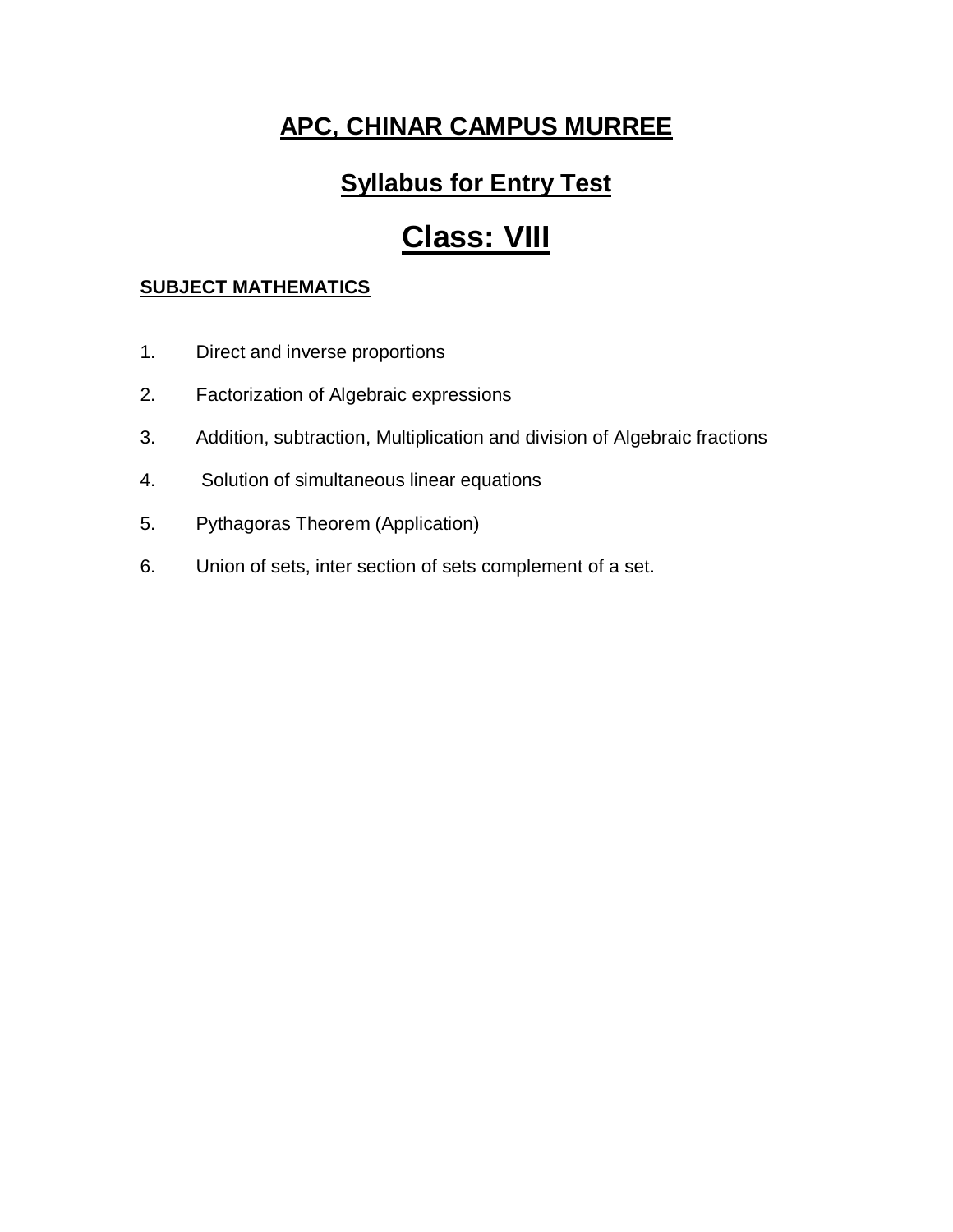# APC, CHINAR CAMPUS MURREE

## Syllabus for Entry Test

# Class: VIII

**SUBJECT MATHEMATICS**

1. Direct and inverse proportions
2. Factorization of Algebraic expressions
3. Addition, subtraction, Multiplication and division of Algebraic fractions
4. Solution of simultaneous linear equations
5. Pythagoras Theorem (Application)
6. Union of sets, inter section of sets complement of a set.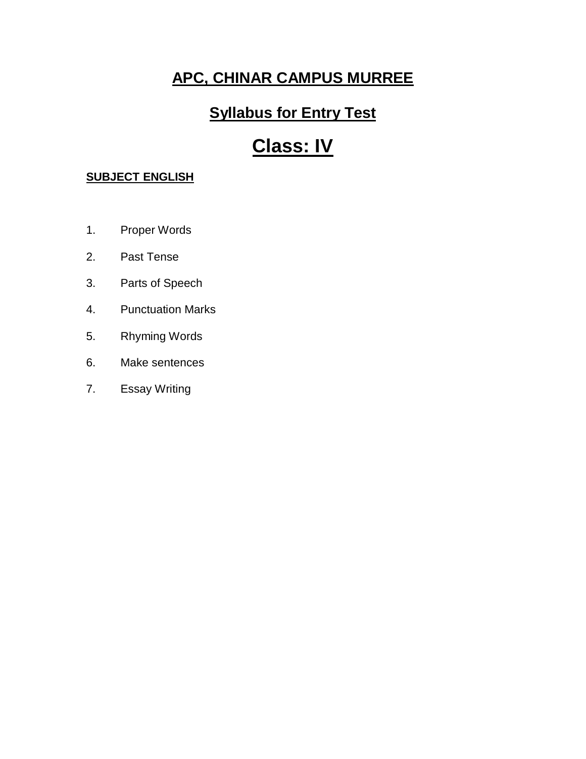# APC, CHINAR CAMPUS MURREE

## Syllabus for Entry Test

# Class: IV

**SUBJECT ENGLISH**

1. Proper Words
2. Past Tense
3. Parts of Speech
4. Punctuation Marks
5. Rhyming Words
6. Make sentences
7. Essay Writing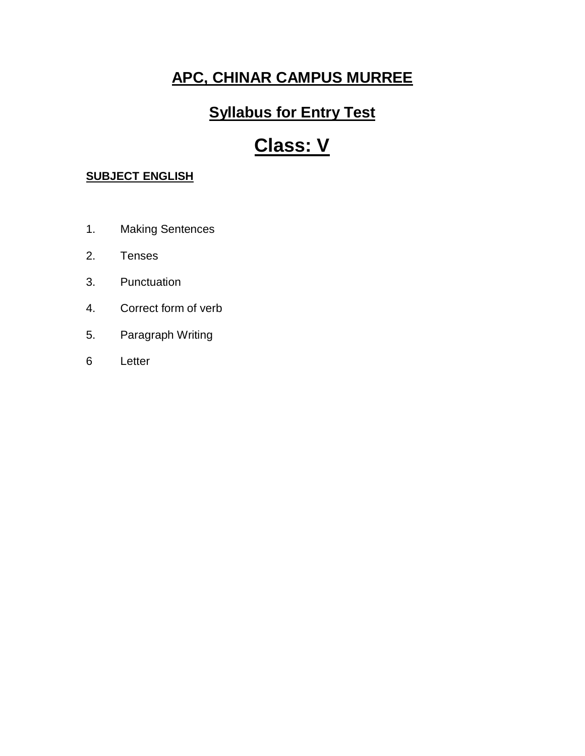# APC, CHINAR CAMPUS MURREE

## Syllabus for Entry Test

# Class: V

**SUBJECT ENGLISH**

1. Making Sentences
2. Tenses
3. Punctuation
4. Correct form of verb
5. Paragraph Writing
6. Letter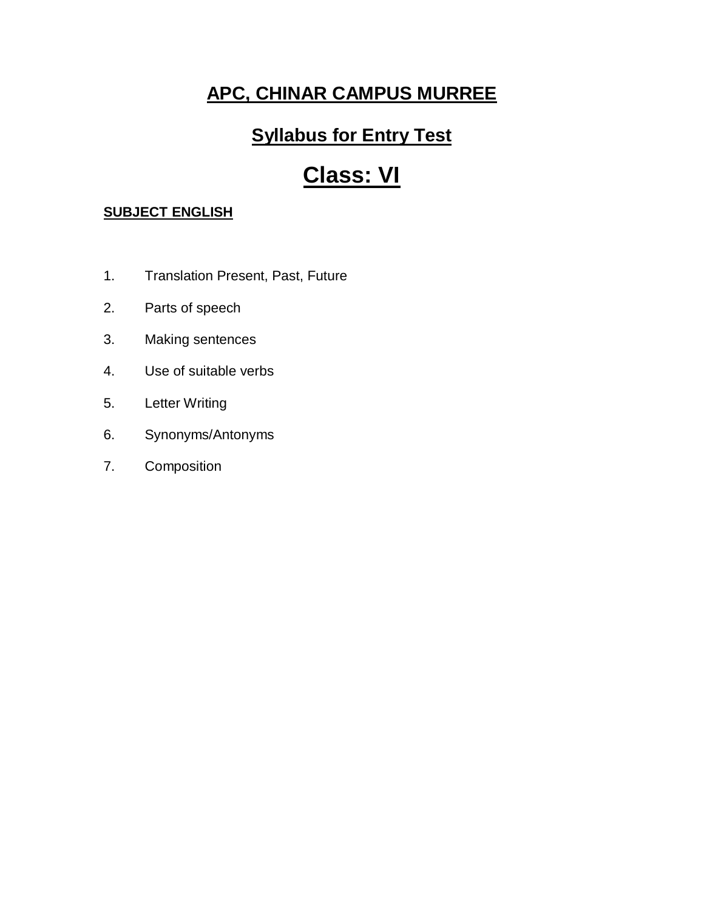# APC, CHINAR CAMPUS MURREE

## Syllabus for Entry Test

# Class: VI

**SUBJECT ENGLISH**

1. Translation Present, Past, Future
2. Parts of speech
3. Making sentences
4. Use of suitable verbs
5. Letter Writing
6. Synonyms/Antonyms
7. Composition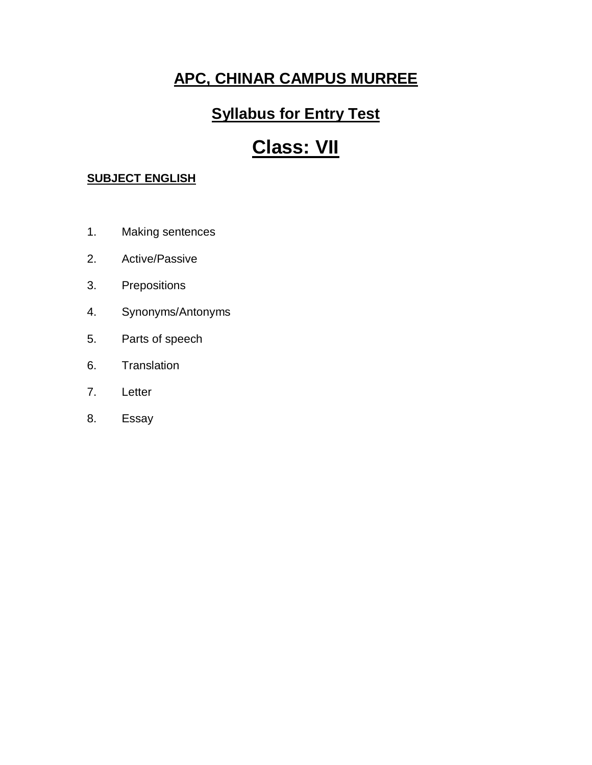# APC, CHINAR CAMPUS MURREE

## Syllabus for Entry Test

# Class: VII

**SUBJECT ENGLISH**

1. Making sentences
2. Active/Passive
3. Prepositions
4. Synonyms/Antonyms
5. Parts of speech
6. Translation
7. Letter
8. Essay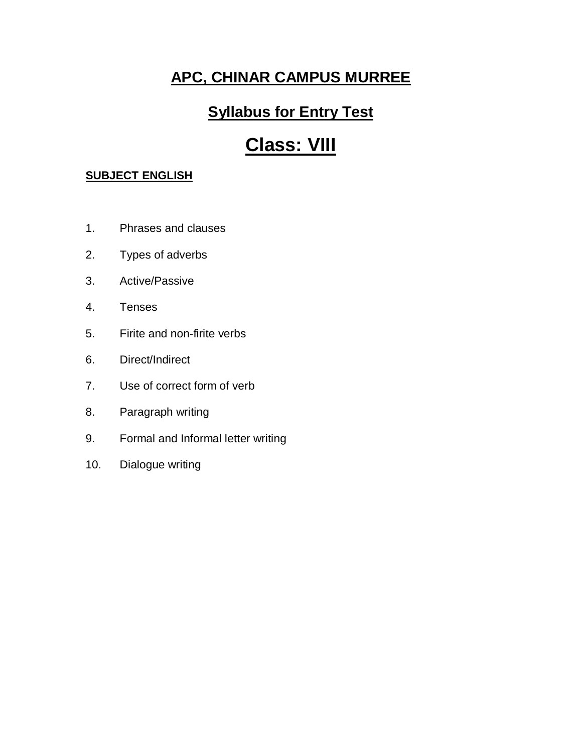# APC, CHINAR CAMPUS MURREE

## Syllabus for Entry Test

# Class: VIII

**SUBJECT ENGLISH**

1. Phrases and clauses
2. Types of adverbs
3. Active/Passive
4. Tenses
5. Firite and non-firite verbs
6. Direct/Indirect
7. Use of correct form of verb
8. Paragraph writing
9. Formal and Informal letter writing
10. Dialogue writing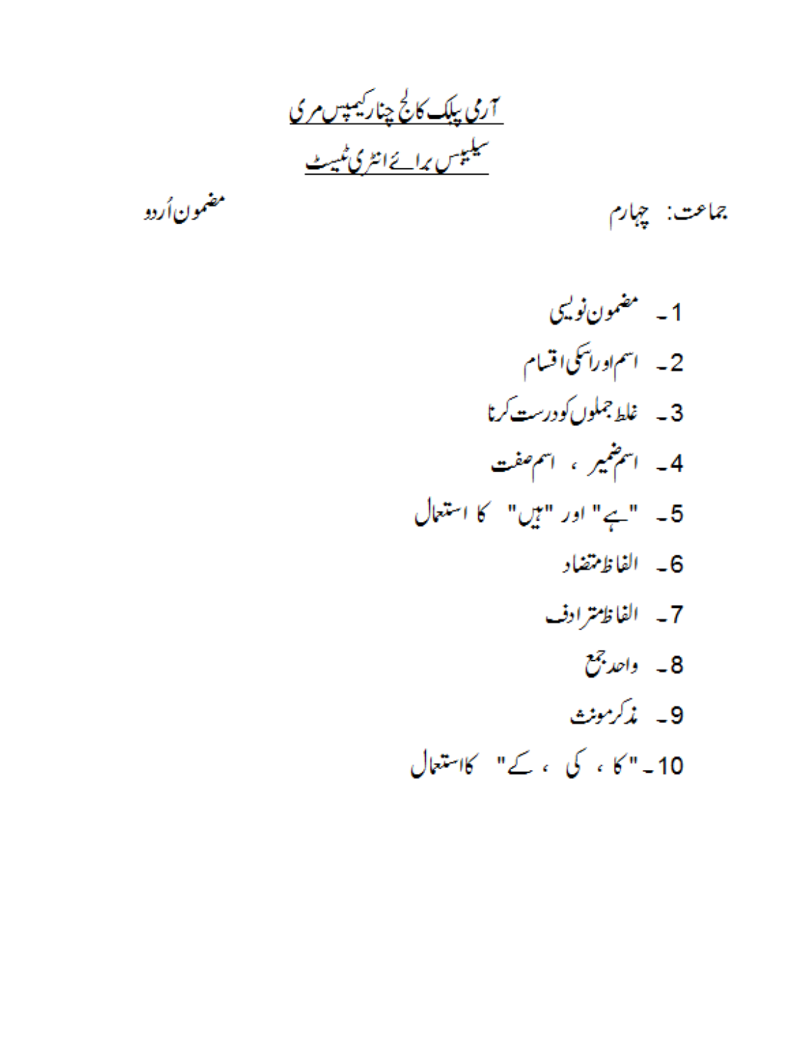# آرمی پبلک کالج چنار کیمپس مری

## سلیبس برائے انٹری ٹیسٹ

جماعت: چہارم

مضمون اُردو

1۔ مضمون نویسی

2۔ اسم اور اسکی اقسام

3۔ غلط جملوں کو درست کرنا

4۔ اسم ضمیر ، اسم صفت

5۔ "ہے" اور "ہیں" کا استعمال

6۔ الفاظ متضاد

7۔ الفاظ مترادف

8۔ واحد جمع

9۔ مذکر مونث

10۔ "کا ، کی ، کے" کا استعمال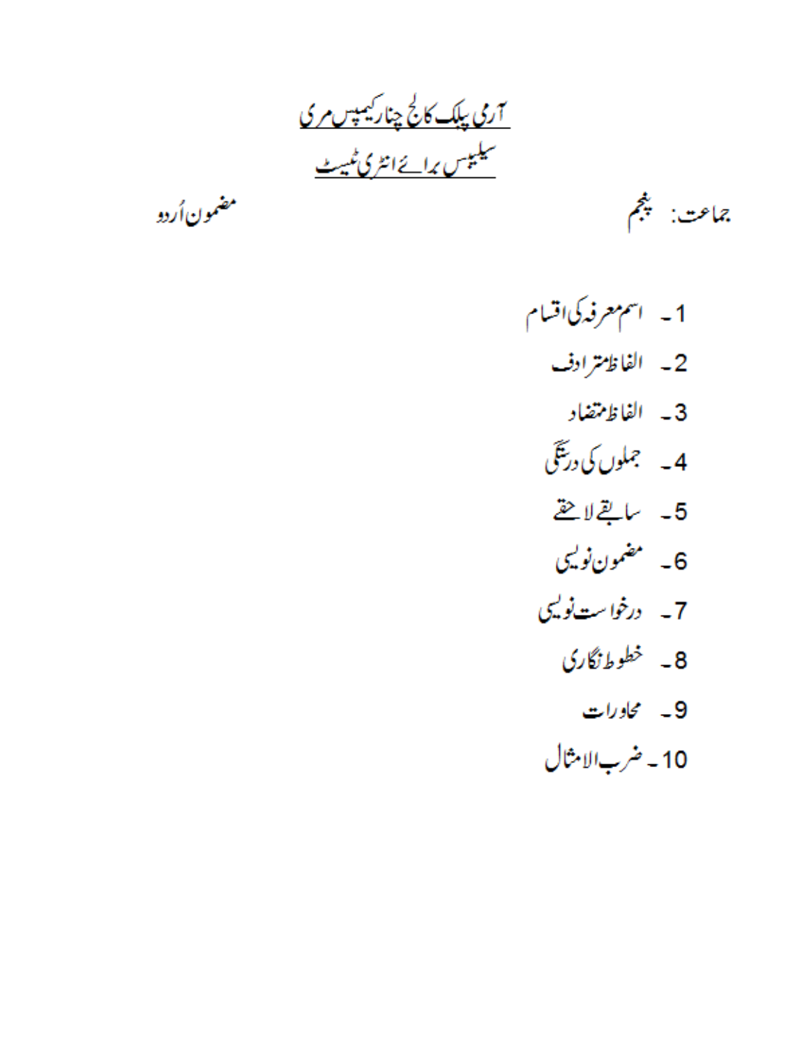# آرمی پبلک کالج چنار کیمپس مری

## سلیبس برائے انٹری ٹیسٹ

جماعت: پنجم

مضمون اُردو

1۔ اسم معرفہ کی اقسام

2۔ الفاظ مترادف

3۔ الفاظ متضاد

4۔ جملوں کی درستگی

5۔ سابقے لاحقے

6۔ مضمون نویسی

7۔ درخواست نویسی

8۔ خطوط نگاری

9۔ محاورات

10۔ ضرب الامثال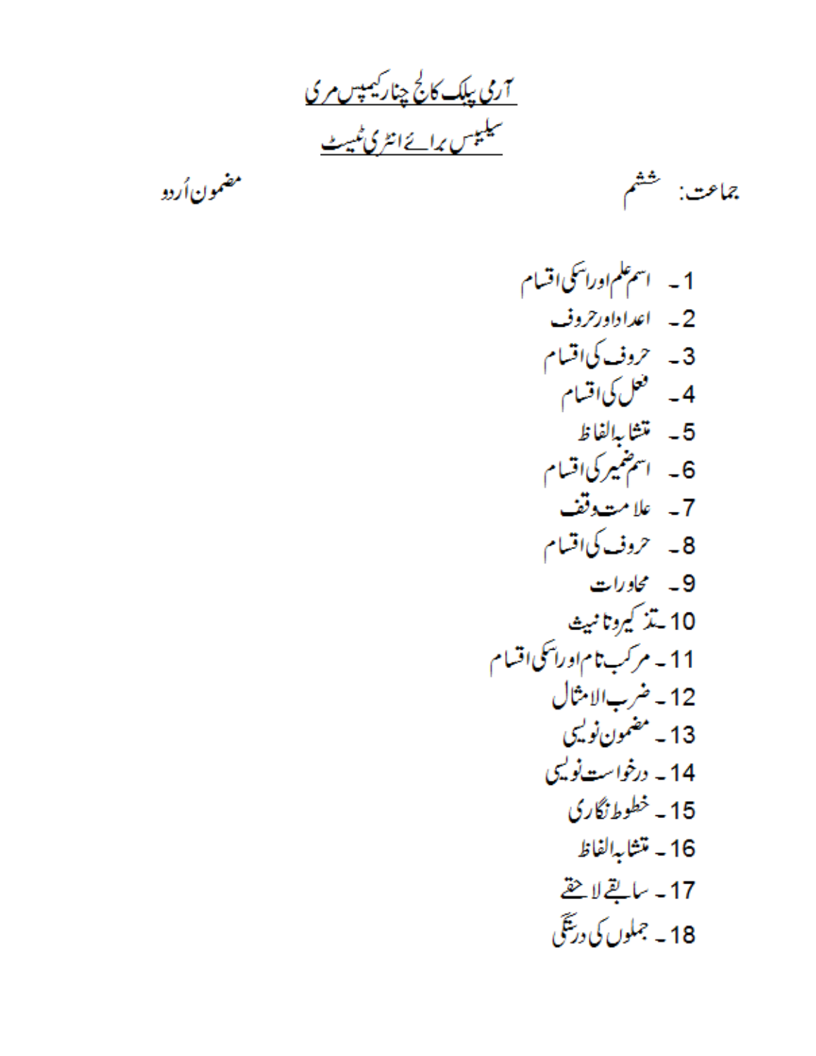# آرمی پبلک کالج چنار کیمپس مری

## سلیبس برائے انٹری ٹیسٹ

جماعت: ششم　　　　　　　　　　　　مضمون اُردو

1۔ اسم علم اور اسکی اقسام
2۔ اعداد اور حروف
3۔ حروف کی اقسام
4۔ فعل کی اقسام
5۔ متشابہ الفاظ
6۔ اسم ضمیر کی اقسام
7۔ علامت وقف
8۔ حروف کی اقسام
9۔ محاورات
10۔ تذکیرو تانیث
11۔ مرکب نام اور اسکی اقسام
12۔ ضرب الامثال
13۔ مضمون نویسی
14۔ درخواست نویسی
15۔ خطوط نگاری
16۔ متشابہ الفاظ
17۔ سابقے لاحقے
18۔ جملوں کی درستگی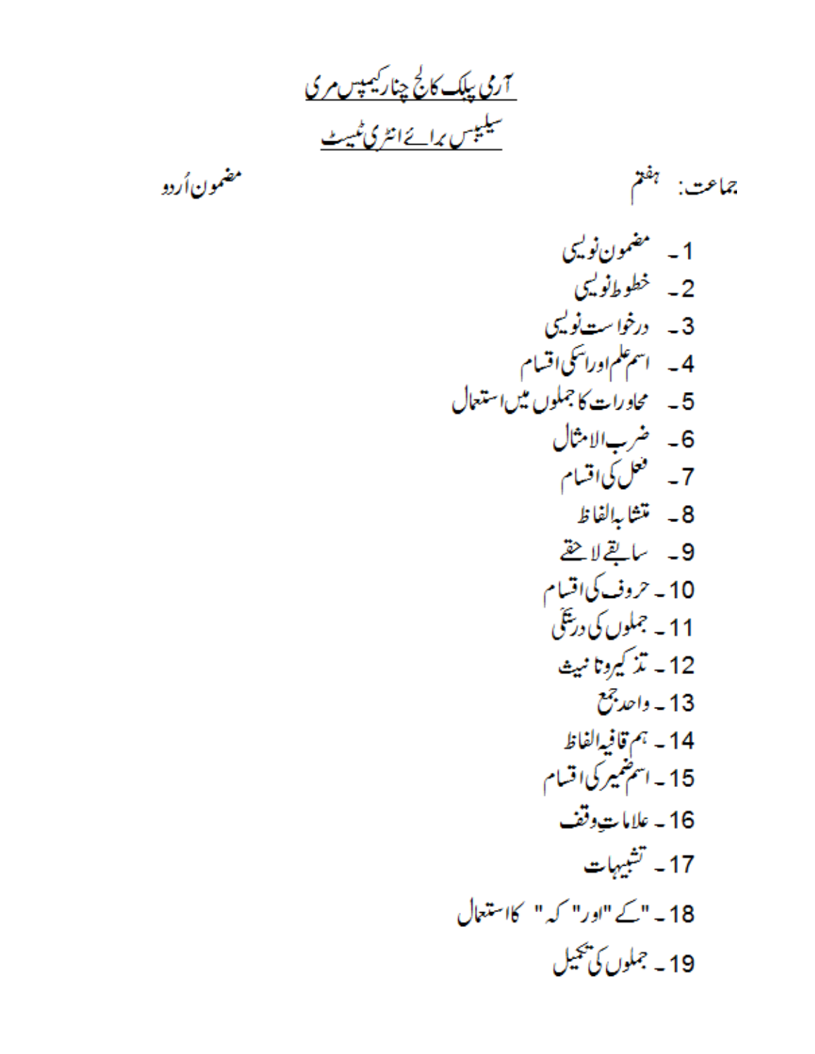# آرمی پبلک کالج چنار کیمپس مری

## سیلیبس برائے انٹری ٹیسٹ

جماعت: ہفتم

مضمون اُردو

1۔ مضمون نویسی
2۔ خطوط نویسی
3۔ درخواست نویسی
4۔ اسم علم اور اسکی اقسام
5۔ محاورات کا جملوں میں استعمال
6۔ ضرب الامثال
7۔ فعل کی اقسام
8۔ متشابہ الفاظ
9۔ سابقے لاحقے
10۔ حروف کی اقسام
11۔ جملوں کی درستگی
12۔ تذکیرو تانیث
13۔ واحد جمع
14۔ ہم قافیہ الفاظ
15۔ اسم ضمیر کی اقسام
16۔ علاماتِ وقف
17۔ تشبیہات
18۔ "کے "اور" کہ" کا استعمال
19۔ جملوں کی تکمیل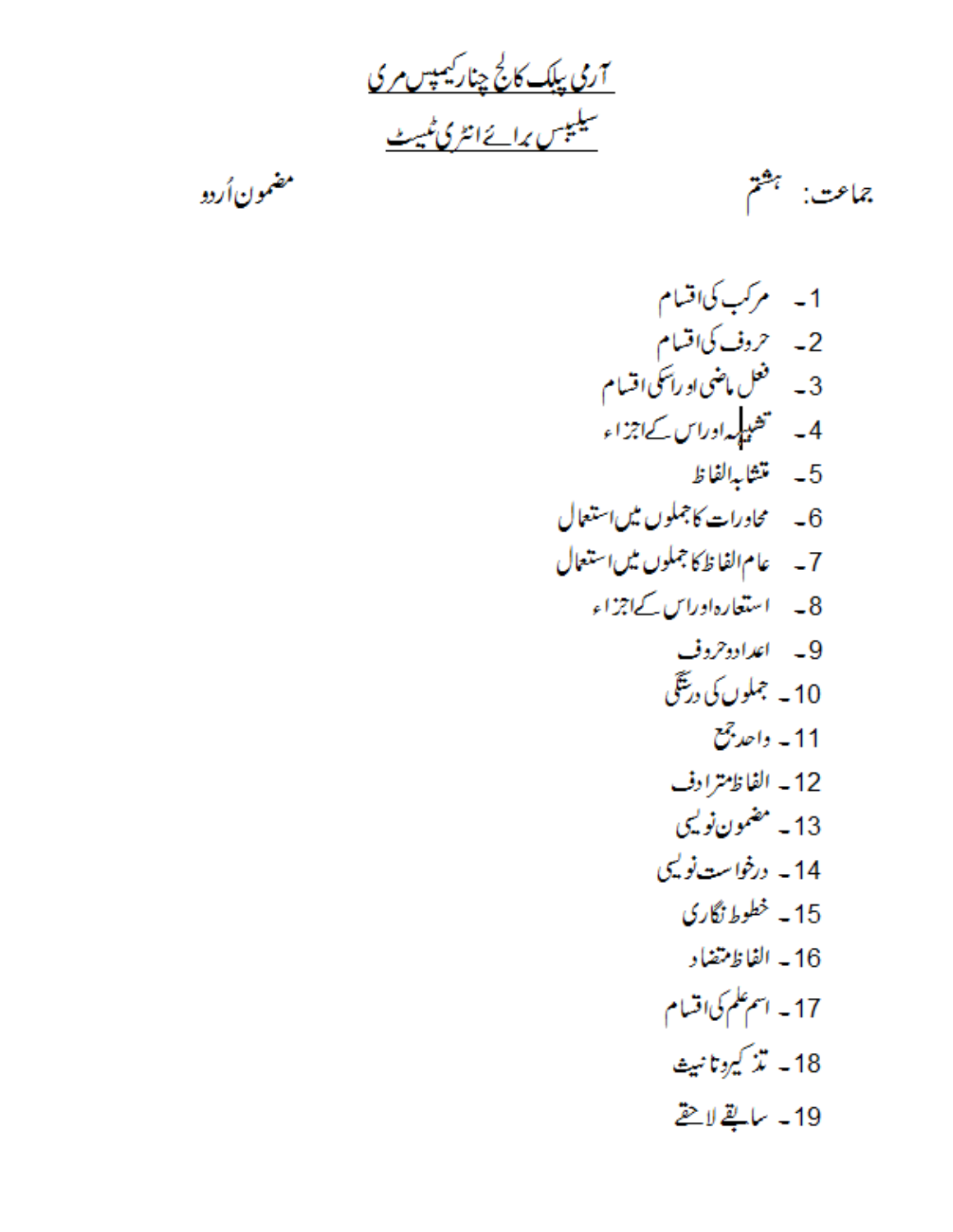# آرمی پبلک کالج چنار کیمپس مری

## سلیبس برائے انٹری ٹیسٹ

جماعت: ہشتم

مضمون اُردو

1۔ مرکب کی اقسام
2۔ حروف کی اقسام
3۔ فعل ماضی اور اسکی اقسام
4۔ تشبیہ اور اس کے اجزاء
5۔ متشابہ الفاظ
6۔ محاورات کا جملوں میں استعمال
7۔ عام الفاظ کا جملوں میں استعمال
8۔ استعارہ اور اس کے اجزاء
9۔ اعداد و حروف
10۔ جملوں کی درستگی
11۔ واحد جمع
12۔ الفاظ مترادف
13۔ مضمون نویسی
14۔ درخواست نویسی
15۔ خطوط نگاری
16۔ الفاظ متضاد
17۔ اسم علم کی اقسام
18۔ تذکیر و تانیث
19۔ سابقے لاحقے